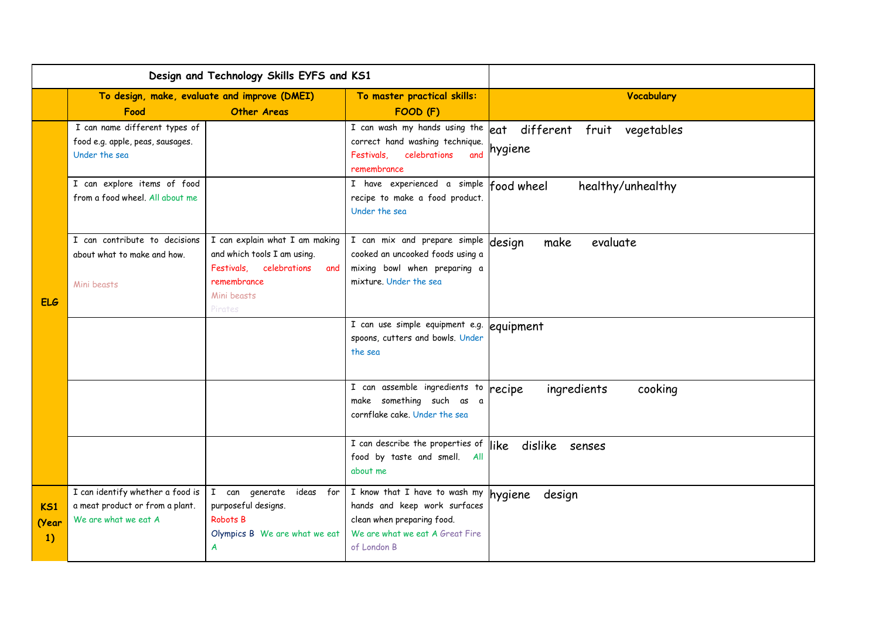| Design and Technology Skills EYFS and KS1 | | | | |
|---|---|---|---|---|
| | To design, make, evaluate and improve (DMEI) Food | Other Areas | To master practical skills: FOOD (F) | Vocabulary |
| ELG | I can name different types of food e.g. apple, peas, sausages. Under the sea | | I can wash my hands using the correct hand washing technique. Festivals, celebrations and remembrance | eat different fruit vegetables hygiene |
| | I can explore items of food from a food wheel. All about me | | I have experienced a simple recipe to make a food product. Under the sea | food wheel healthy/unhealthy |
| | I can contribute to decisions about what to make and how. Mini beasts | I can explain what I am making and which tools I am using. Festivals, celebrations and remembrance Mini beasts Pirates | I can mix and prepare simple cooked an uncooked foods using a mixing bowl when preparing a mixture. Under the sea | design make evaluate |
| | | | I can use simple equipment e.g. spoons, cutters and bowls. Under the sea | equipment |
| | | | I can assemble ingredients to make something such as a cornflake cake. Under the sea | recipe ingredients cooking |
| | | | I can describe the properties of food by taste and smell. All about me | like dislike senses |
| KS1 (Year 1) | I can identify whether a food is a meat product or from a plant. We are what we eat A | I can generate ideas for purposeful designs. Robots B Olympics B We are what we eat A | I know that I have to wash my hands and keep work surfaces clean when preparing food. We are what we eat A Great Fire of London B | hygiene design |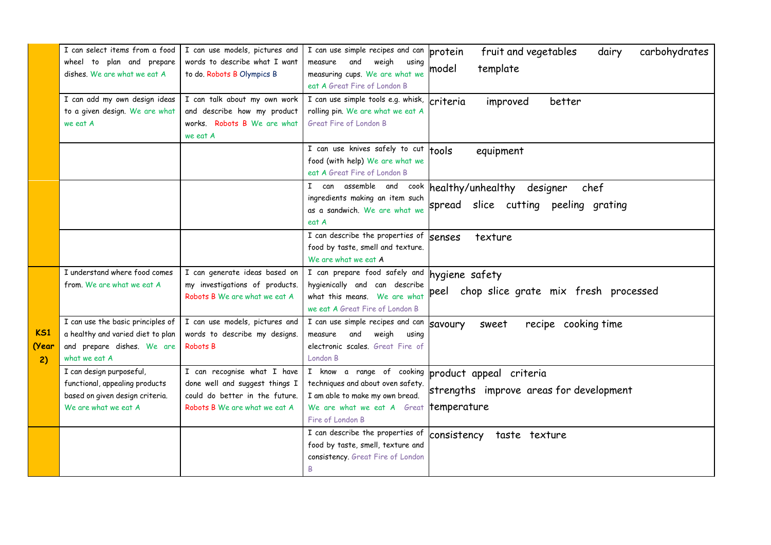| | | | | |
|---|---|---|---|---|
| | I can select items from a food wheel to plan and prepare dishes. We are what we eat A | I can use models, pictures and words to describe what I want to do. Robots B Olympics B | I can use simple recipes and can measure and weigh using measuring cups. We are what we eat A Great Fire of London B | protein fruit and vegetables dairy carbohydrates model template |
| | I can add my own design ideas to a given design. We are what we eat A | I can talk about my own work and describe how my product works. Robots B We are what we eat A | I can use simple tools e.g. whisk, rolling pin. We are what we eat A Great Fire of London B | criteria improved better |
| | | | I can use knives safely to cut food (with help) We are what we eat A Great Fire of London B | tools equipment |
| | | | I can assemble and cook ingredients making an item such as a sandwich. We are what we eat A | healthy/unhealthy designer chef spread slice cutting peeling grating |
| | | | I can describe the properties of food by taste, smell and texture. We are what we eat A | senses texture |
| KS1 (Year 2) | I understand where food comes from. We are what we eat A | I can generate ideas based on my investigations of products. Robots B We are what we eat A | I can prepare food safely and hygienically and can describe what this means. We are what we eat A Great Fire of London B | hygiene safety peel chop slice grate mix fresh processed |
| | I can use the basic principles of a healthy and varied diet to plan and prepare dishes. We are what we eat A | I can use models, pictures and words to describe my designs. Robots B | I can use simple recipes and can measure and weigh using electronic scales. Great Fire of London B | savoury sweet recipe cooking time |
| | I can design purposeful, functional, appealing products based on given design criteria. We are what we eat A | I can recognise what I have done well and suggest things I could do better in the future. Robots B We are what we eat A | I know a range of cooking techniques and about oven safety. I am able to make my own bread. We are what we eat A Great Fire of London B | product appeal criteria strengths improve areas for development temperature |
| | | | I can describe the properties of food by taste, smell, texture and consistency. Great Fire of London B | consistency taste texture |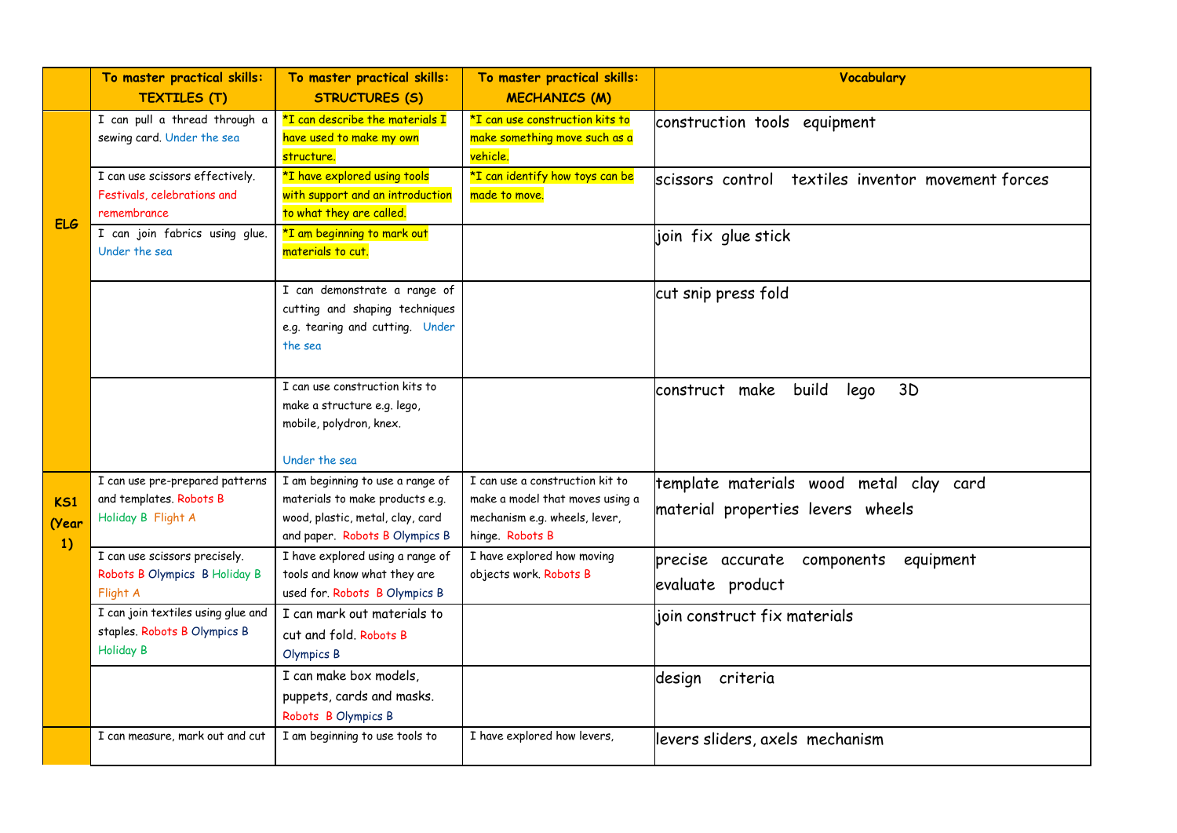|  | To master practical skills: TEXTILES (T) | To master practical skills: STRUCTURES (S) | To master practical skills: MECHANICS (M) | Vocabulary |
|---|---|---|---|---|
| ELG | I can pull a thread through a sewing card. Under the sea | *I can describe the materials I have used to make my own structure. | *I can use construction kits to make something move such as a vehicle. | construction tools equipment |
|  | I can use scissors effectively. Festivals, celebrations and remembrance | *I have explored using tools with support and an introduction to what they are called. | *I can identify how toys can be made to move. | scissors control textiles inventor movement forces |
|  | I can join fabrics using glue. Under the sea | *I am beginning to mark out materials to cut. |  | join fix glue stick |
|  |  | I can demonstrate a range of cutting and shaping techniques e.g. tearing and cutting. Under the sea |  | cut snip press fold |
|  |  | I can use construction kits to make a structure e.g. lego, mobile, polydron, knex. Under the sea |  | construct make build lego 3D |
| KS1 (Year 1) | I can use pre-prepared patterns and templates. Robots B Holiday B Flight A | I am beginning to use a range of materials to make products e.g. wood, plastic, metal, clay, card and paper. Robots B Olympics B | I can use a construction kit to make a model that moves using a mechanism e.g. wheels, lever, hinge. Robots B | template materials wood metal clay card material properties levers wheels |
|  | I can use scissors precisely. Robots B Olympics B Holiday B Flight A | I have explored using a range of tools and know what they are used for. Robots B Olympics B | I have explored how moving objects work. Robots B | precise accurate components equipment evaluate product |
|  | I can join textiles using glue and staples. Robots B Olympics B Holiday B | I can mark out materials to cut and fold. Robots B Olympics B |  | join construct fix materials |
|  |  | I can make box models, puppets, cards and masks. Robots B Olympics B |  | design criteria |
|  | I can measure, mark out and cut | I am beginning to use tools to | I have explored how levers, | levers sliders, axels mechanism |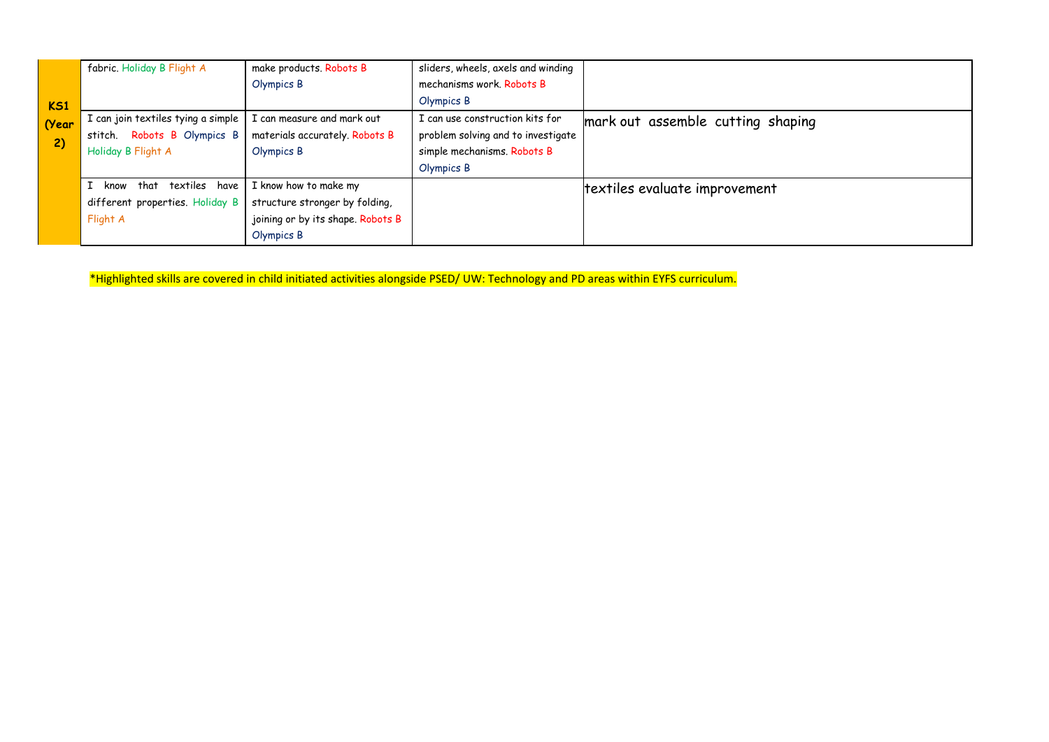| | | | | |
|---|---|---|---|---|
| KS1 (Year 2) | fabric. Holiday B Flight A | make products. Robots B Olympics B | sliders, wheels, axels and winding mechanisms work. Robots B Olympics B | |
| | I can join textiles tying a simple stitch. Robots B Olympics B Holiday B Flight A | I can measure and mark out materials accurately. Robots B Olympics B | I can use construction kits for problem solving and to investigate simple mechanisms. Robots B Olympics B | mark out assemble cutting shaping |
| | I know that textiles have different properties. Holiday B Flight A | I know how to make my structure stronger by folding, joining or by its shape. Robots B Olympics B | | textiles evaluate improvement |

*Highlighted skills are covered in child initiated activities alongside PSED/ UW: Technology and PD areas within EYFS curriculum.